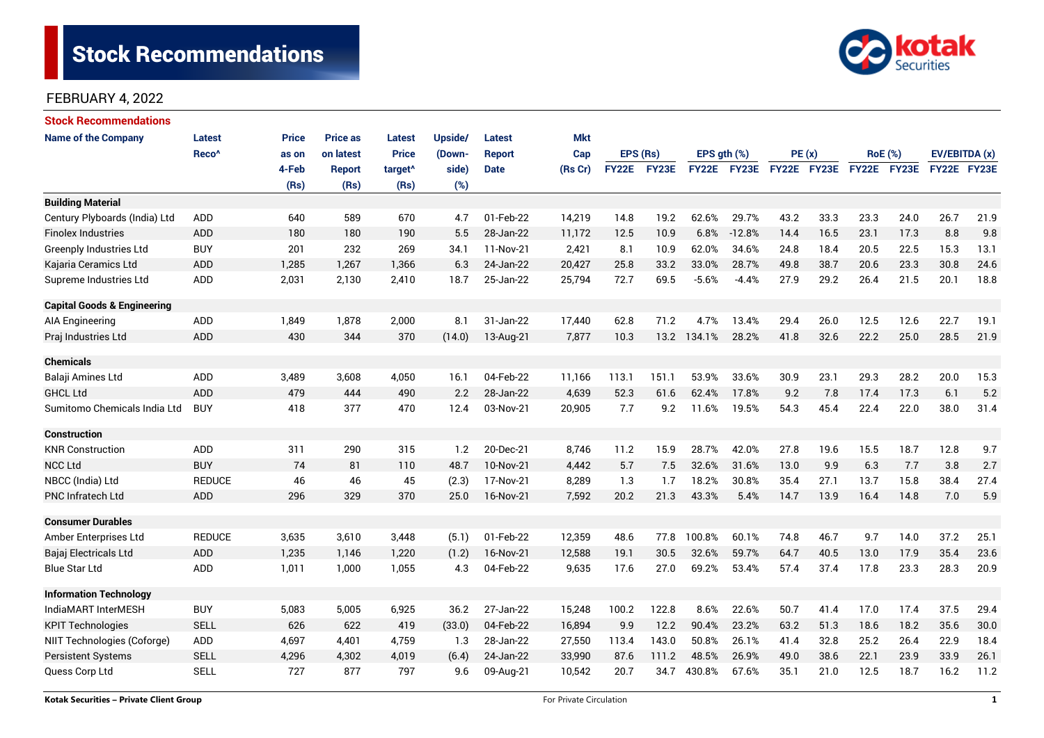# Stock Recommendations

FEBRUARY 4, 2022

## Stock Recommendations

| Name of the Company | Latest Reco^ | Price as on 4-Feb (Rs) | Price as on latest Report (Rs) | Latest Price target^ (Rs) | Upside/ (Down-side) (%) | Latest Report Date | Mkt Cap (Rs Cr) | EPS (Rs) | | EPS gth (%) | | PE (x) | | RoE (%) | | EV/EBITDA (x) | |
|---|---|---|---|---|---|---|---|---|---|---|---|---|---|---|---|---|---|
| | | | | | | | | FY22E | FY23E | FY22E | FY23E | FY22E | FY23E | FY22E | FY23E | FY22E | FY23E |
| **Building Material** | | | | | | | | | | | | | | | | | |
| Century Plyboards (India) Ltd | ADD | 640 | 589 | 670 | 4.7 | 01-Feb-22 | 14,219 | 14.8 | 19.2 | 62.6% | 29.7% | 43.2 | 33.3 | 23.3 | 24.0 | 26.7 | 21.9 |
| Finolex Industries | ADD | 180 | 180 | 190 | 5.5 | 28-Jan-22 | 11,172 | 12.5 | 10.9 | 6.8% | -12.8% | 14.4 | 16.5 | 23.1 | 17.3 | 8.8 | 9.8 |
| Greenply Industries Ltd | BUY | 201 | 232 | 269 | 34.1 | 11-Nov-21 | 2,421 | 8.1 | 10.9 | 62.0% | 34.6% | 24.8 | 18.4 | 20.5 | 22.5 | 15.3 | 13.1 |
| Kajaria Ceramics Ltd | ADD | 1,285 | 1,267 | 1,366 | 6.3 | 24-Jan-22 | 20,427 | 25.8 | 33.2 | 33.0% | 28.7% | 49.8 | 38.7 | 20.6 | 23.3 | 30.8 | 24.6 |
| Supreme Industries Ltd | ADD | 2,031 | 2,130 | 2,410 | 18.7 | 25-Jan-22 | 25,794 | 72.7 | 69.5 | -5.6% | -4.4% | 27.9 | 29.2 | 26.4 | 21.5 | 20.1 | 18.8 |
| **Capital Goods & Engineering** | | | | | | | | | | | | | | | | | |
| AIA Engineering | ADD | 1,849 | 1,878 | 2,000 | 8.1 | 31-Jan-22 | 17,440 | 62.8 | 71.2 | 4.7% | 13.4% | 29.4 | 26.0 | 12.5 | 12.6 | 22.7 | 19.1 |
| Praj Industries Ltd | ADD | 430 | 344 | 370 | (14.0) | 13-Aug-21 | 7,877 | 10.3 | 13.2 | 134.1% | 28.2% | 41.8 | 32.6 | 22.2 | 25.0 | 28.5 | 21.9 |
| **Chemicals** | | | | | | | | | | | | | | | | | |
| Balaji Amines Ltd | ADD | 3,489 | 3,608 | 4,050 | 16.1 | 04-Feb-22 | 11,166 | 113.1 | 151.1 | 53.9% | 33.6% | 30.9 | 23.1 | 29.3 | 28.2 | 20.0 | 15.3 |
| GHCL Ltd | ADD | 479 | 444 | 490 | 2.2 | 28-Jan-22 | 4,639 | 52.3 | 61.6 | 62.4% | 17.8% | 9.2 | 7.8 | 17.4 | 17.3 | 6.1 | 5.2 |
| Sumitomo Chemicals India Ltd | BUY | 418 | 377 | 470 | 12.4 | 03-Nov-21 | 20,905 | 7.7 | 9.2 | 11.6% | 19.5% | 54.3 | 45.4 | 22.4 | 22.0 | 38.0 | 31.4 |
| **Construction** | | | | | | | | | | | | | | | | | |
| KNR Construction | ADD | 311 | 290 | 315 | 1.2 | 20-Dec-21 | 8,746 | 11.2 | 15.9 | 28.7% | 42.0% | 27.8 | 19.6 | 15.5 | 18.7 | 12.8 | 9.7 |
| NCC Ltd | BUY | 74 | 81 | 110 | 48.7 | 10-Nov-21 | 4,442 | 5.7 | 7.5 | 32.6% | 31.6% | 13.0 | 9.9 | 6.3 | 7.7 | 3.8 | 2.7 |
| NBCC (India) Ltd | REDUCE | 46 | 46 | 45 | (2.3) | 17-Nov-21 | 8,289 | 1.3 | 1.7 | 18.2% | 30.8% | 35.4 | 27.1 | 13.7 | 15.8 | 38.4 | 27.4 |
| PNC Infratech Ltd | ADD | 296 | 329 | 370 | 25.0 | 16-Nov-21 | 7,592 | 20.2 | 21.3 | 43.3% | 5.4% | 14.7 | 13.9 | 16.4 | 14.8 | 7.0 | 5.9 |
| **Consumer Durables** | | | | | | | | | | | | | | | | | |
| Amber Enterprises Ltd | REDUCE | 3,635 | 3,610 | 3,448 | (5.1) | 01-Feb-22 | 12,359 | 48.6 | 77.8 | 100.8% | 60.1% | 74.8 | 46.7 | 9.7 | 14.0 | 37.2 | 25.1 |
| Bajaj Electricals Ltd | ADD | 1,235 | 1,146 | 1,220 | (1.2) | 16-Nov-21 | 12,588 | 19.1 | 30.5 | 32.6% | 59.7% | 64.7 | 40.5 | 13.0 | 17.9 | 35.4 | 23.6 |
| Blue Star Ltd | ADD | 1,011 | 1,000 | 1,055 | 4.3 | 04-Feb-22 | 9,635 | 17.6 | 27.0 | 69.2% | 53.4% | 57.4 | 37.4 | 17.8 | 23.3 | 28.3 | 20.9 |
| **Information Technology** | | | | | | | | | | | | | | | | | |
| IndiaMART InterMESH | BUY | 5,083 | 5,005 | 6,925 | 36.2 | 27-Jan-22 | 15,248 | 100.2 | 122.8 | 8.6% | 22.6% | 50.7 | 41.4 | 17.0 | 17.4 | 37.5 | 29.4 |
| KPIT Technologies | SELL | 626 | 622 | 419 | (33.0) | 04-Feb-22 | 16,894 | 9.9 | 12.2 | 90.4% | 23.2% | 63.2 | 51.3 | 18.6 | 18.2 | 35.6 | 30.0 |
| NIIT Technologies (Coforge) | ADD | 4,697 | 4,401 | 4,759 | 1.3 | 28-Jan-22 | 27,550 | 113.4 | 143.0 | 50.8% | 26.1% | 41.4 | 32.8 | 25.2 | 26.4 | 22.9 | 18.4 |
| Persistent Systems | SELL | 4,296 | 4,302 | 4,019 | (6.4) | 24-Jan-22 | 33,990 | 87.6 | 111.2 | 48.5% | 26.9% | 49.0 | 38.6 | 22.1 | 23.9 | 33.9 | 26.1 |
| Quess Corp Ltd | SELL | 727 | 877 | 797 | 9.6 | 09-Aug-21 | 10,542 | 20.7 | 34.7 | 430.8% | 67.6% | 35.1 | 21.0 | 12.5 | 18.7 | 16.2 | 11.2 |

Kotak Securities – Private Client Group | For Private Circulation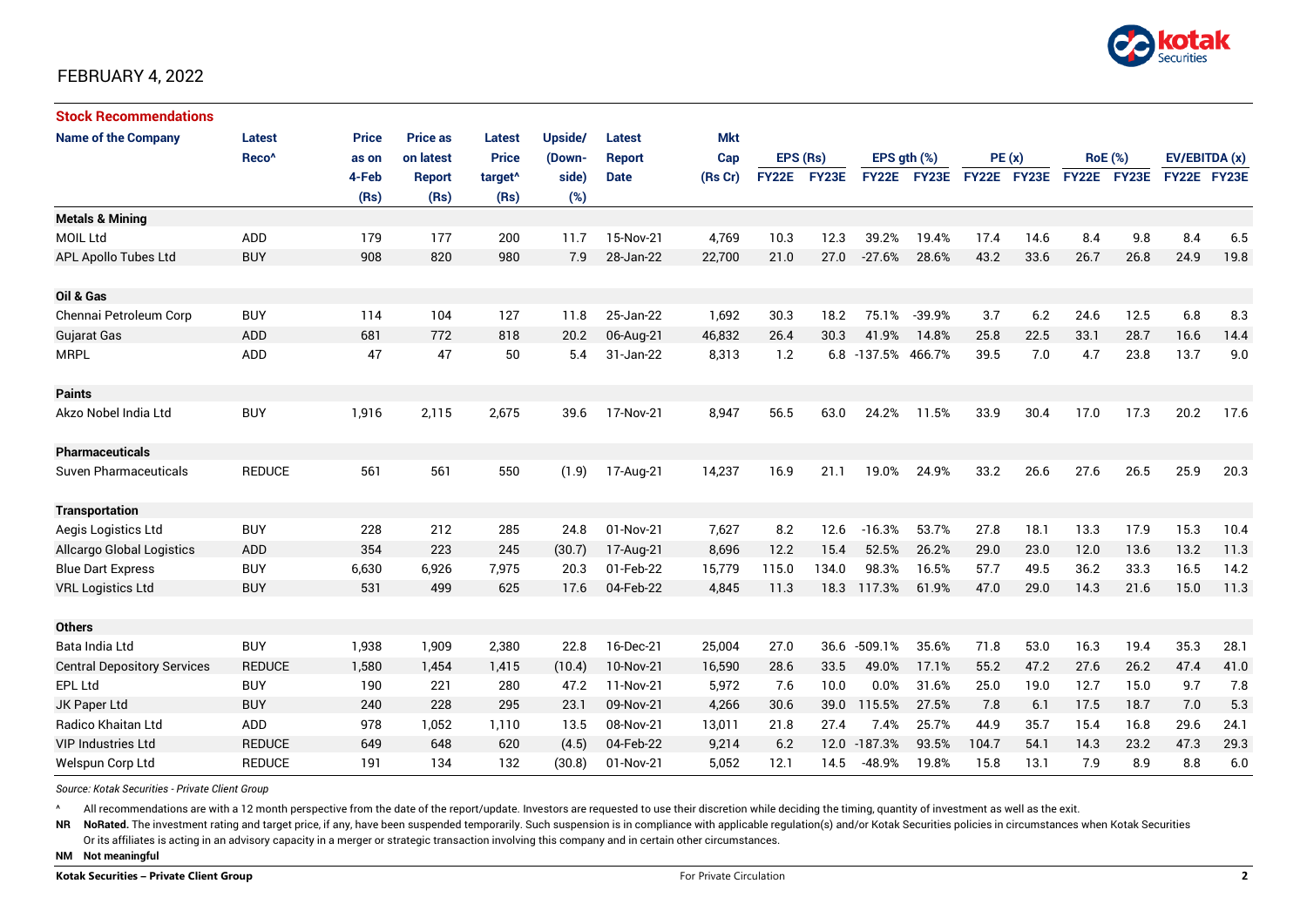FEBRUARY 4, 2022

## Stock Recommendations

| Name of the Company | Latest Reco^ | Price as on 4-Feb (Rs) | Price as on latest Report (Rs) | Latest Price target^ (Rs) | Upside/ (Down-side) (%) | Latest Report Date | Mkt Cap (Rs Cr) | EPS (Rs) | | EPS gth (%) | | PE (x) | | RoE (%) | | EV/EBITDA (x) | |
|---|---|---|---|---|---|---|---|---|---|---|---|---|---|---|---|---|---|
| | | | | | | | | FY22E | FY23E | FY22E | FY23E | FY22E | FY23E | FY22E | FY23E | FY22E | FY23E |
| **Metals & Mining** | | | | | | | | | | | | | | | | | |
| MOIL Ltd | ADD | 179 | 177 | 200 | 11.7 | 15-Nov-21 | 4,769 | 10.3 | 12.3 | 39.2% | 19.4% | 17.4 | 14.6 | 8.4 | 9.8 | 8.4 | 6.5 |
| APL Apollo Tubes Ltd | BUY | 908 | 820 | 980 | 7.9 | 28-Jan-22 | 22,700 | 21.0 | 27.0 | -27.6% | 28.6% | 43.2 | 33.6 | 26.7 | 26.8 | 24.9 | 19.8 |
| **Oil & Gas** | | | | | | | | | | | | | | | | | |
| Chennai Petroleum Corp | BUY | 114 | 104 | 127 | 11.8 | 25-Jan-22 | 1,692 | 30.3 | 18.2 | 75.1% | -39.9% | 3.7 | 6.2 | 24.6 | 12.5 | 6.8 | 8.3 |
| Gujarat Gas | ADD | 681 | 772 | 818 | 20.2 | 06-Aug-21 | 46,832 | 26.4 | 30.3 | 41.9% | 14.8% | 25.8 | 22.5 | 33.1 | 28.7 | 16.6 | 14.4 |
| MRPL | ADD | 47 | 47 | 50 | 5.4 | 31-Jan-22 | 8,313 | 1.2 | 6.8 | -137.5% | 466.7% | 39.5 | 7.0 | 4.7 | 23.8 | 13.7 | 9.0 |
| **Paints** | | | | | | | | | | | | | | | | | |
| Akzo Nobel India Ltd | BUY | 1,916 | 2,115 | 2,675 | 39.6 | 17-Nov-21 | 8,947 | 56.5 | 63.0 | 24.2% | 11.5% | 33.9 | 30.4 | 17.0 | 17.3 | 20.2 | 17.6 |
| **Pharmaceuticals** | | | | | | | | | | | | | | | | | |
| Suven Pharmaceuticals | REDUCE | 561 | 561 | 550 | (1.9) | 17-Aug-21 | 14,237 | 16.9 | 21.1 | 19.0% | 24.9% | 33.2 | 26.6 | 27.6 | 26.5 | 25.9 | 20.3 |
| **Transportation** | | | | | | | | | | | | | | | | | |
| Aegis Logistics Ltd | BUY | 228 | 212 | 285 | 24.8 | 01-Nov-21 | 7,627 | 8.2 | 12.6 | -16.3% | 53.7% | 27.8 | 18.1 | 13.3 | 17.9 | 15.3 | 10.4 |
| Allcargo Global Logistics | ADD | 354 | 223 | 245 | (30.7) | 17-Aug-21 | 8,696 | 12.2 | 15.4 | 52.5% | 26.2% | 29.0 | 23.0 | 12.0 | 13.6 | 13.2 | 11.3 |
| Blue Dart Express | BUY | 6,630 | 6,926 | 7,975 | 20.3 | 01-Feb-22 | 15,779 | 115.0 | 134.0 | 98.3% | 16.5% | 57.7 | 49.5 | 36.2 | 33.3 | 16.5 | 14.2 |
| VRL Logistics Ltd | BUY | 531 | 499 | 625 | 17.6 | 04-Feb-22 | 4,845 | 11.3 | 18.3 | 117.3% | 61.9% | 47.0 | 29.0 | 14.3 | 21.6 | 15.0 | 11.3 |
| **Others** | | | | | | | | | | | | | | | | | |
| Bata India Ltd | BUY | 1,938 | 1,909 | 2,380 | 22.8 | 16-Dec-21 | 25,004 | 27.0 | 36.6 | -509.1% | 35.6% | 71.8 | 53.0 | 16.3 | 19.4 | 35.3 | 28.1 |
| Central Depository Services | REDUCE | 1,580 | 1,454 | 1,415 | (10.4) | 10-Nov-21 | 16,590 | 28.6 | 33.5 | 49.0% | 17.1% | 55.2 | 47.2 | 27.6 | 26.2 | 47.4 | 41.0 |
| EPL Ltd | BUY | 190 | 221 | 280 | 47.2 | 11-Nov-21 | 5,972 | 7.6 | 10.0 | 0.0% | 31.6% | 25.0 | 19.0 | 12.7 | 15.0 | 9.7 | 7.8 |
| JK Paper Ltd | BUY | 240 | 228 | 295 | 23.1 | 09-Nov-21 | 4,266 | 30.6 | 39.0 | 115.5% | 27.5% | 7.8 | 6.1 | 17.5 | 18.7 | 7.0 | 5.3 |
| Radico Khaitan Ltd | ADD | 978 | 1,052 | 1,110 | 13.5 | 08-Nov-21 | 13,011 | 21.8 | 27.4 | 7.4% | 25.7% | 44.9 | 35.7 | 15.4 | 16.8 | 29.6 | 24.1 |
| VIP Industries Ltd | REDUCE | 649 | 648 | 620 | (4.5) | 04-Feb-22 | 9,214 | 6.2 | 12.0 | -187.3% | 93.5% | 104.7 | 54.1 | 14.3 | 23.2 | 47.3 | 29.3 |
| Welspun Corp Ltd | REDUCE | 191 | 134 | 132 | (30.8) | 01-Nov-21 | 5,052 | 12.1 | 14.5 | -48.9% | 19.8% | 15.8 | 13.1 | 7.9 | 8.9 | 8.8 | 6.0 |

*Source: Kotak Securities - Private Client Group*

^ All recommendations are with a 12 month perspective from the date of the report/update. Investors are requested to use their discretion while deciding the timing, quantity of investment as well as the exit.

**NR** **NoRated.** The investment rating and target price, if any, have been suspended temporarily. Such suspension is in compliance with applicable regulation(s) and/or Kotak Securities policies in circumstances when Kotak Securities Or its affiliates is acting in an advisory capacity in a merger or strategic transaction involving this company and in certain other circumstances.

**NM** **Not meaningful**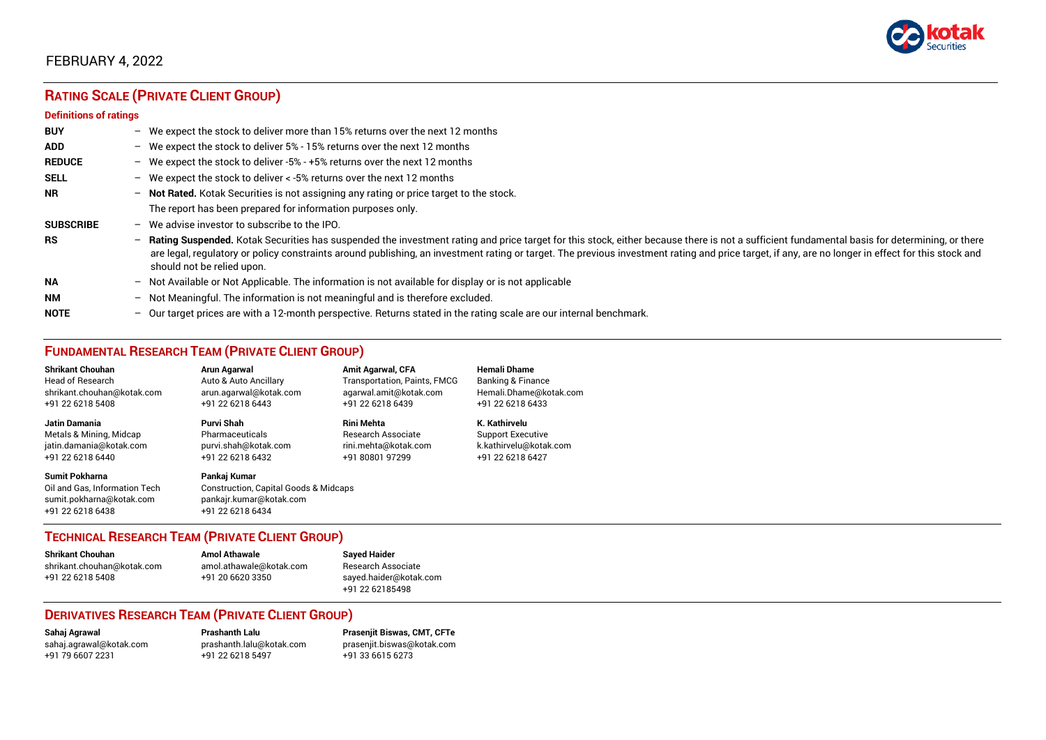FEBRUARY 4, 2022

## RATING SCALE (PRIVATE CLIENT GROUP)

### Definitions of ratings

**BUY** – We expect the stock to deliver more than 15% returns over the next 12 months

**ADD** – We expect the stock to deliver 5% - 15% returns over the next 12 months

**REDUCE** – We expect the stock to deliver -5% - +5% returns over the next 12 months

**SELL** – We expect the stock to deliver < -5% returns over the next 12 months

**NR** – **Not Rated.** Kotak Securities is not assigning any rating or price target to the stock. The report has been prepared for information purposes only.

**SUBSCRIBE** – We advise investor to subscribe to the IPO.

**RS** – **Rating Suspended.** Kotak Securities has suspended the investment rating and price target for this stock, either because there is not a sufficient fundamental basis for determining, or there are legal, regulatory or policy constraints around publishing, an investment rating or target. The previous investment rating and price target, if any, are no longer in effect for this stock and should not be relied upon.

**NA** – Not Available or Not Applicable. The information is not available for display or is not applicable

**NM** – Not Meaningful. The information is not meaningful and is therefore excluded.

**NOTE** – Our target prices are with a 12-month perspective. Returns stated in the rating scale are our internal benchmark.

## FUNDAMENTAL RESEARCH TEAM (PRIVATE CLIENT GROUP)

**Shrikant Chouhan**
Head of Research
shrikant.chouhan@kotak.com
+91 22 6218 5408

**Arun Agarwal**
Auto & Auto Ancillary
arun.agarwal@kotak.com
+91 22 6218 6443

**Amit Agarwal, CFA**
Transportation, Paints, FMCG
agarwal.amit@kotak.com
+91 22 6218 6439

**Hemali Dhame**
Banking & Finance
Hemali.Dhame@kotak.com
+91 22 6218 6433

**Jatin Damania**
Metals & Mining, Midcap
jatin.damania@kotak.com
+91 22 6218 6440

**Purvi Shah**
Pharmaceuticals
purvi.shah@kotak.com
+91 22 6218 6432

**Rini Mehta**
Research Associate
rini.mehta@kotak.com
+91 80801 97299

**K. Kathirvelu**
Support Executive
k.kathirvelu@kotak.com
+91 22 6218 6427

**Sumit Pokharna**
Oil and Gas, Information Tech
sumit.pokharna@kotak.com
+91 22 6218 6438

**Pankaj Kumar**
Construction, Capital Goods & Midcaps
pankajr.kumar@kotak.com
+91 22 6218 6434

## TECHNICAL RESEARCH TEAM (PRIVATE CLIENT GROUP)

**Shrikant Chouhan**
shrikant.chouhan@kotak.com
+91 22 6218 5408

**Amol Athawale**
amol.athawale@kotak.com
+91 20 6620 3350

**Sayed Haider**
Research Associate
sayed.haider@kotak.com
+91 22 62185498

## DERIVATIVES RESEARCH TEAM (PRIVATE CLIENT GROUP)

**Sahaj Agrawal**
sahaj.agrawal@kotak.com
+91 79 6607 2231

**Prashanth Lalu**
prashanth.lalu@kotak.com
+91 22 6218 5497

**Prasenjit Biswas, CMT, CFTe**
prasenjit.biswas@kotak.com
+91 33 6615 6273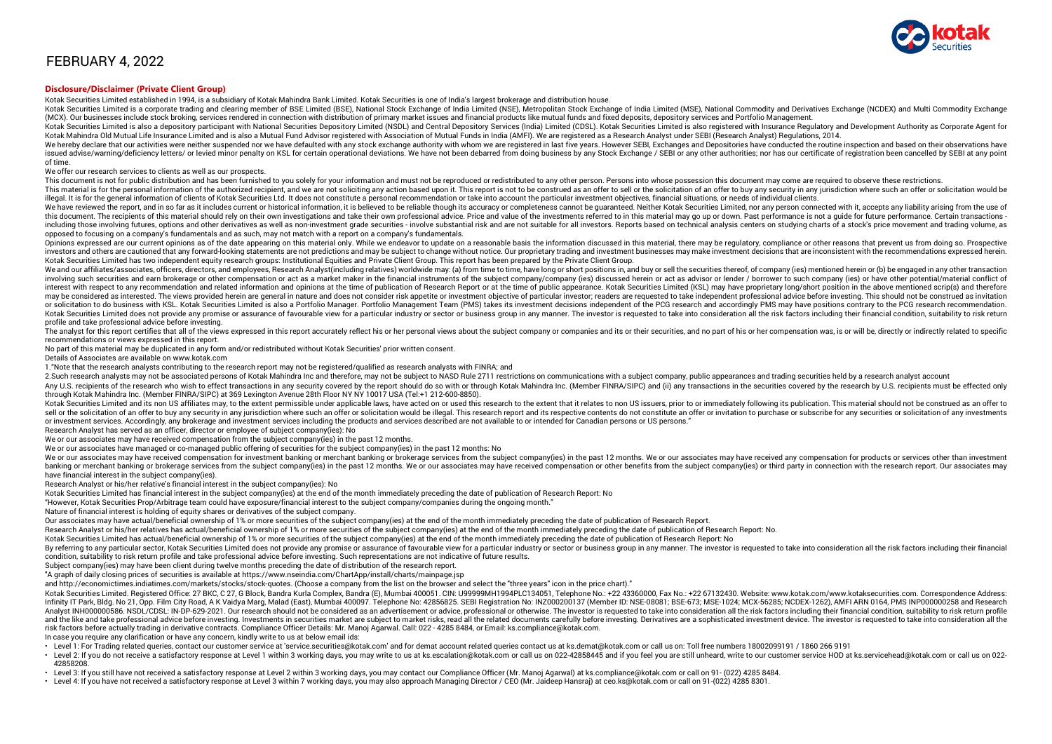FEBRUARY 4, 2022

### Disclosure/Disclaimer (Private Client Group)

Kotak Securities Limited established in 1994, is a subsidiary of Kotak Mahindra Bank Limited. Kotak Securities is one of India's largest brokerage and distribution house.

Kotak Securities Limited is a corporate trading and clearing member of BSE Limited (BSE), National Stock Exchange of India Limited (NSE), Metropolitan Stock Exchange of India Limited (MSE), National Commodity and Derivatives Exchange (NCDEX) and Multi Commodity Exchange (MCX). Our businesses include stock broking, services rendered in connection with distribution of primary market issues and financial products like mutual funds and fixed deposits, depository services and Portfolio Management.

Kotak Securities Limited is also a depository participant with National Securities Depository Limited (NSDL) and Central Depository Services (India) Limited (CDSL). Kotak Securities Limited is also registered with Insurance Regulatory and Development Authority as Corporate Agent for Kotak Mahindra Old Mutual Life Insurance Limited and is also a Mutual Fund Advisor registered with Association of Mutual Funds in India (AMFI). We are registered as a Research Analyst under SEBI (Research Analyst) Regulations, 2014.

We hereby declare that our activities were neither suspended nor we have defaulted with any stock exchange authority with whom we are registered in last five years. However SEBI, Exchanges and Depositories have conducted the routine inspection and based on their observations have issued advise/warning/deficiency letters/ or levied minor penalty on KSL for certain operational deviations. We have not been debarred from doing business by any Stock Exchange / SEBI or any other authorities; nor has our certificate of registration been cancelled by SEBI at any point of time.

We offer our research services to clients as well as our prospects.

This document is not for public distribution and has been furnished to you solely for your information and must not be reproduced or redistributed to any other person. Persons into whose possession this document may come are required to observe these restrictions.

This material is for the personal information of the authorized recipient, and we are not soliciting any action based upon it. This report is not to be construed as an offer to sell or the solicitation of an offer to buy any security in any jurisdiction where such an offer or solicitation would be illegal. It is for the general information of clients of Kotak Securities Ltd. It does not constitute a personal recommendation or take into account the particular investment objectives, financial situations, or needs of individual clients.

We have reviewed the report, and in so far as it includes current or historical information, it is believed to be reliable though its accuracy or completeness cannot be guaranteed. Neither Kotak Securities Limited, nor any person connected with it, accepts any liability arising from the use of this document. The recipients of this material should rely on their own investigations and take their own professional advice. Price and value of the investments referred to in this material may go up or down. Past performance is not a guide for future performance. Certain transactions - including those involving futures, options and other derivatives as well as non-investment grade securities - involve substantial risk and are not suitable for all investors. Reports based on technical analysis centers on studying charts of a stock's price movement and trading volume, as opposed to focusing on a company's fundamentals and as such, may not match with a report on a company's fundamentals.

Opinions expressed are our current opinions as of the date appearing on this material only. While we endeavor to update on a reasonable basis the information discussed in this material, there may be regulatory, compliance or other reasons that prevent us from doing so. Prospective investors and others are cautioned that any forward-looking statements are not predictions and may be subject to change without notice. Our proprietary trading and investment businesses may make investment decisions that are inconsistent with the recommendations expressed herein. Kotak Securities Limited has two independent equity research groups: Institutional Equities and Private Client Group. This report has been prepared by the Private Client Group.

We and our affiliates/associates, officers, directors, and employees, Research Analyst(including relatives) worldwide may: (a) from time to time, have long or short positions in, and buy or sell the securities thereof, of company (ies) mentioned herein or (b) be engaged in any other transaction involving such securities and earn brokerage or other compensation or act as a market maker in the financial instruments of the subject company/company (ies) discussed herein or act as advisor or lender / borrower to such company (ies) or have other potential/material conflict of interest with respect to any recommendation and related information and opinions at the time of publication of Research Report or at the time of public appearance. Kotak Securities Limited (KSL) may have proprietary long/short position in the above mentioned scrip(s) and therefore may be considered as interested. The views provided herein are general in nature and does not consider risk appetite or investment objective of particular investor; readers are requested to take independent professional advice before investing. This should not be construed as invitation or solicitation to do business with KSL. Kotak Securities Limited is also a Portfolio Manager. Portfolio Management Team (PMS) takes its investment decisions independent of the PCG research and accordingly PMS may have positions contrary to the PCG research recommendation. Kotak Securities Limited does not provide any promise or assurance of favourable view for a particular industry or sector or business group in any manner. The investor is requested to take into consideration all the risk factors including their financial condition, suitability to risk return profile and take professional advice before investing.

The analyst for this report certifies that all of the views expressed in this report accurately reflect his or her personal views about the subject company or companies and its or their securities, and no part of his or her compensation was, is or will be, directly or indirectly related to specific recommendations or views expressed in this report.

No part of this material may be duplicated in any form and/or redistributed without Kotak Securities' prior written consent.

Details of Associates are available on www.kotak.com

1."Note that the research analysts contributing to the research report may not be registered/qualified as research analysts with FINRA; and

2.Such research analysts may not be associated persons of Kotak Mahindra Inc and therefore, may not be subject to NASD Rule 2711 restrictions on communications with a subject company, public appearances and trading securities held by a research analyst account

Any U.S. recipients of the research who wish to effect transactions in any security covered by the report should do so with or through Kotak Mahindra Inc. (Member FINRA/SIPC) and (ii) any transactions in the securities covered by the research by U.S. recipients must be effected only through Kotak Mahindra Inc. (Member FINRA/SIPC) at 369 Lexington Avenue 28th Floor NY NY 10017 USA (Tel:+1 212-600-8850).

Kotak Securities Limited and its non US affiliates may, to the extent permissible under applicable laws, have acted on or used this research to the extent that it relates to non US issuers, prior to or immediately following its publication. This material should not be construed as an offer to sell or the solicitation of an offer to buy any security in any jurisdiction where such an offer or solicitation would be illegal. This research report and its respective contents do not constitute an offer or invitation to purchase or subscribe for any securities or solicitation of any investments or investment services. Accordingly, any brokerage and investment services including the products and services described are not available to or intended for Canadian persons or US persons."

Research Analyst has served as an officer, director or employee of subject company(ies): No

We or our associates may have received compensation from the subject company(ies) in the past 12 months.

We or our associates have managed or co-managed public offering of securities for the subject company(ies) in the past 12 months: No

We or our associates may have received compensation for investment banking or merchant banking or brokerage services from the subject company(ies) in the past 12 months. We or our associates may have received any compensation for products or services other than investment banking or merchant banking or brokerage services from the subject company(ies) in the past 12 months. We or our associates may have received compensation or other benefits from the subject company(ies) or third party in connection with the research report. Our associates may have financial interest in the subject company(ies).

Research Analyst or his/her relative's financial interest in the subject company(ies): No

Kotak Securities Limited has financial interest in the subject company(ies) at the end of the month immediately preceding the date of publication of Research Report: No

"However, Kotak Securities Prop/Arbitrage team could have exposure/financial interest to the subject company/companies during the ongoing month."

Nature of financial interest is holding of equity shares or derivatives of the subject company.

Our associates may have actual/beneficial ownership of 1% or more securities of the subject company(ies) at the end of the month immediately preceding the date of publication of Research Report.

Research Analyst or his/her relatives has actual/beneficial ownership of 1% or more securities of the subject company(ies) at the end of the month immediately preceding the date of publication of Research Report: No.

Kotak Securities Limited has actual/beneficial ownership of 1% or more securities of the subject company(ies) at the end of the month immediately preceding the date of publication of Research Report: No

By referring to any particular sector, Kotak Securities Limited does not provide any promise or assurance of favourable view for a particular industry or sector or business group in any manner. The investor is requested to take into consideration all the risk factors including their financial condition, suitability to risk return profile and take professional advice before investing. Such representations are not indicative of future results.

Subject company(ies) may have been client during twelve months preceding the date of distribution of the research report.

"A graph of daily closing prices of securities is available at https://www.nseindia.com/ChartApp/install/charts/mainpage.jsp

and http://economictimes.indiatimes.com/markets/stocks/stock-quotes. (Choose a company from the list on the browser and select the "three years" icon in the price chart)."

Kotak Securities Limited. Registered Office: 27 BKC, C 27, G Block, Bandra Kurla Complex, Bandra (E), Mumbai 400051. CIN: U99999MH1994PLC134051, Telephone No.: +22 43360000, Fax No.: +22 67132430. Website: www.kotak.com/www.kotaksecurities.com. Correspondence Address: Infinity IT Park, Bldg. No 21, Opp. Film City Road, A K Vaidya Marg, Malad (East), Mumbai 400097. Telephone No: 42856825. SEBI Registration No: INZ000200137 (Member ID: NSE-08081; BSE-673; MSE-1024; MCX-56285; NCDEX-1262), AMFI ARN 0164, PMS INP000000258 and Research Analyst INH000000586. NSDL/CDSL: IN-DP-629-2021. Our research should not be considered as an advertisement or advice, professional or otherwise. The investor is requested to take into consideration all the risk factors including their financial condition, suitability to risk return profile and the like and take professional advice before investing. Investments in securities market are subject to market risks, read all the related documents carefully before investing. Derivatives are a sophisticated investment device. The investor is requested to take into consideration all the risk factors before actually trading in derivative contracts. Compliance Officer Details: Mr. Manoj Agarwal. Call: 022 - 4285 8484, or Email: ks.compliance@kotak.com.

In case you require any clarification or have any concern, kindly write to us at below email ids:

- Level 1: For Trading related queries, contact our customer service at 'service.securities@kotak.com' and for demat account related queries contact us at ks.demat@kotak.com or call us on: Toll free numbers 18002099191 / 1860 266 9191
- Level 2: If you do not receive a satisfactory response at Level 1 within 3 working days, you may write to us at ks.escalation@kotak.com or call us on 022-42858445 and if you feel you are still unheard, write to our customer service HOD at ks.servicehead@kotak.com or call us on 022-42858208.
- Level 3: If you still have not received a satisfactory response at Level 2 within 3 working days, you may contact our Compliance Officer (Mr. Manoj Agarwal) at ks.compliance@kotak.com or call on 91- (022) 4285 8484.
- Level 4: If you have not received a satisfactory response at Level 3 within 7 working days, you may also approach Managing Director / CEO (Mr. Jaideep Hansraj) at ceo.ks@kotak.com or call on 91-(022) 4285 8301.